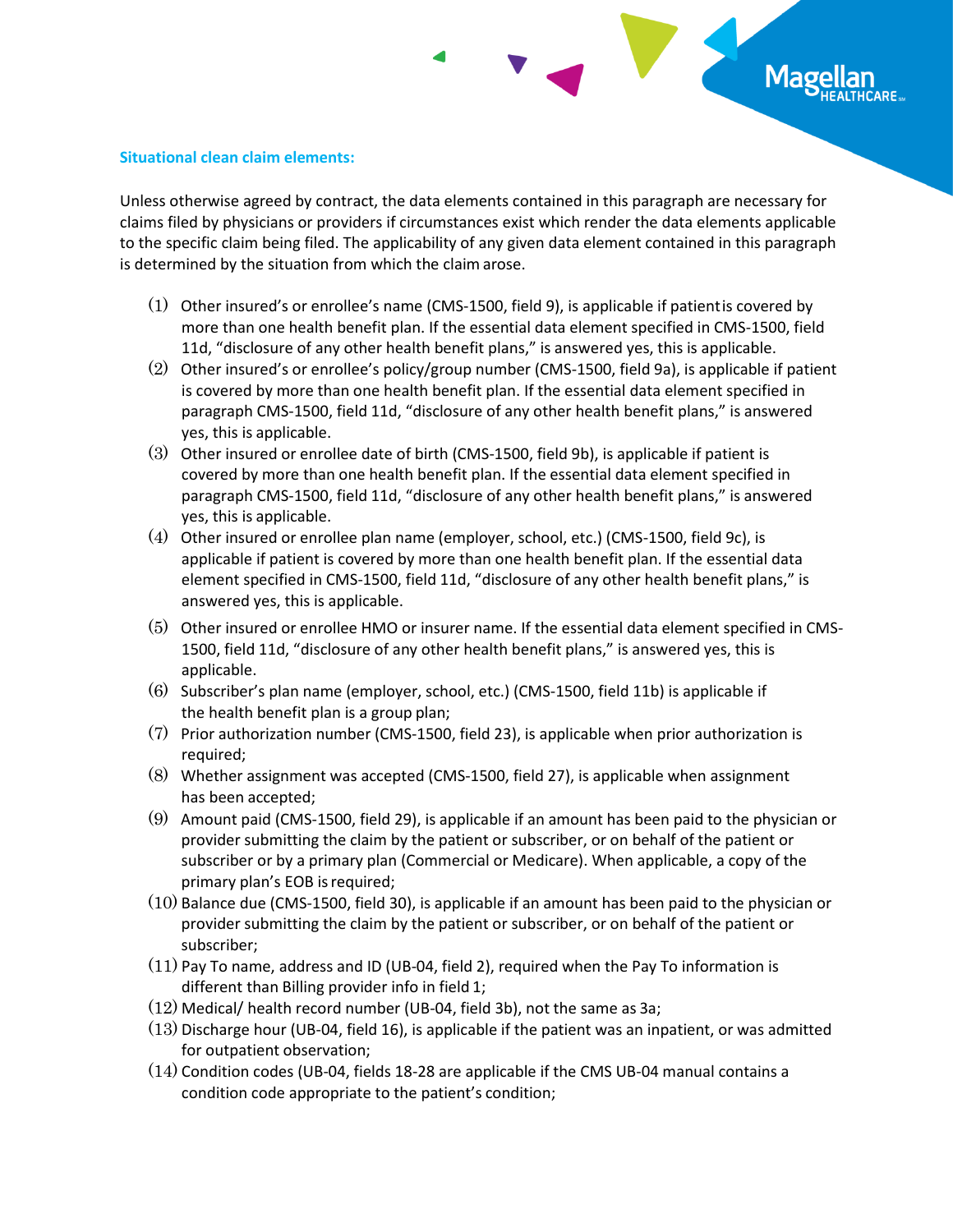### Situational clean claim elements:

Unless otherwise agreed by contract, the data elements contained in this paragraph are necessary for claims filed by physicians or providers if circumstances exist which render the data elements applicable to the specific claim being filed. The applicability of any given data element contained in this paragraph is determined by the situation from which the claim arose.

(1) Other insured's or enrollee's name (CMS-1500, field 9), is applicable if patient is covered by more than one health benefit plan. If the essential data element specified in CMS-1500, field 11d, "disclosure of any other health benefit plans," is answered yes, this is applicable.

(2) Other insured's or enrollee's policy/group number (CMS-1500, field 9a), is applicable if patient is covered by more than one health benefit plan. If the essential data element specified in paragraph CMS-1500, field 11d, "disclosure of any other health benefit plans," is answered yes, this is applicable.

(3) Other insured or enrollee date of birth (CMS-1500, field 9b), is applicable if patient is covered by more than one health benefit plan. If the essential data element specified in paragraph CMS-1500, field 11d, "disclosure of any other health benefit plans," is answered yes, this is applicable.

(4) Other insured or enrollee plan name (employer, school, etc.) (CMS-1500, field 9c), is applicable if patient is covered by more than one health benefit plan. If the essential data element specified in CMS-1500, field 11d, "disclosure of any other health benefit plans," is answered yes, this is applicable.

(5) Other insured or enrollee HMO or insurer name. If the essential data element specified in CMS-1500, field 11d, "disclosure of any other health benefit plans," is answered yes, this is applicable.

(6) Subscriber's plan name (employer, school, etc.) (CMS-1500, field 11b) is applicable if the health benefit plan is a group plan;

(7) Prior authorization number (CMS-1500, field 23), is applicable when prior authorization is required;

(8) Whether assignment was accepted (CMS-1500, field 27), is applicable when assignment has been accepted;

(9) Amount paid (CMS-1500, field 29), is applicable if an amount has been paid to the physician or provider submitting the claim by the patient or subscriber, or on behalf of the patient or subscriber or by a primary plan (Commercial or Medicare). When applicable, a copy of the primary plan's EOB is required;

(10) Balance due (CMS-1500, field 30), is applicable if an amount has been paid to the physician or provider submitting the claim by the patient or subscriber, or on behalf of the patient or subscriber;

(11) Pay To name, address and ID (UB-04, field 2), required when the Pay To information is different than Billing provider info in field 1;

(12) Medical/ health record number (UB-04, field 3b), not the same as 3a;

(13) Discharge hour (UB-04, field 16), is applicable if the patient was an inpatient, or was admitted for outpatient observation;

(14) Condition codes (UB-04, fields 18-28 are applicable if the CMS UB-04 manual contains a condition code appropriate to the patient's condition;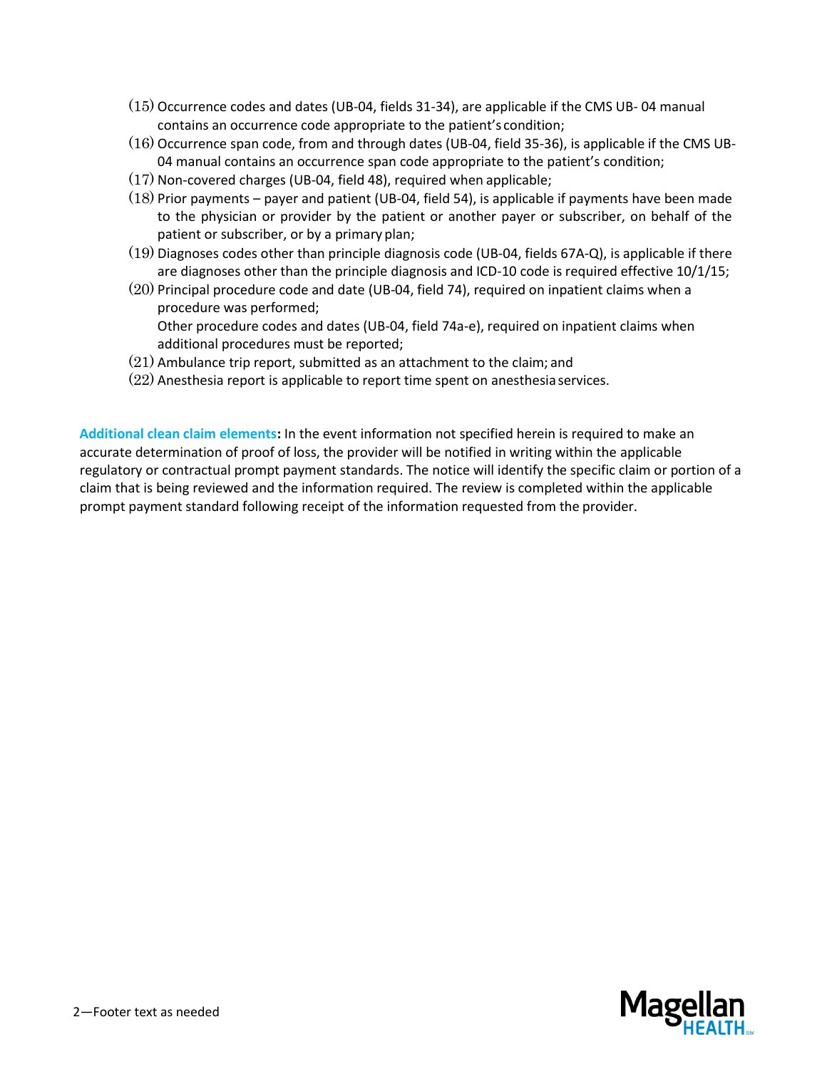(15) Occurrence codes and dates (UB-04, fields 31-34), are applicable if the CMS UB- 04 manual contains an occurrence code appropriate to the patient's condition;

(16) Occurrence span code, from and through dates (UB-04, field 35-36), is applicable if the CMS UB-04 manual contains an occurrence span code appropriate to the patient's condition;

(17) Non-covered charges (UB-04, field 48), required when applicable;

(18) Prior payments – payer and patient (UB-04, field 54), is applicable if payments have been made to the physician or provider by the patient or another payer or subscriber, on behalf of the patient or subscriber, or by a primary plan;

(19) Diagnoses codes other than principle diagnosis code (UB-04, fields 67A-Q), is applicable if there are diagnoses other than the principle diagnosis and ICD-10 code is required effective 10/1/15;

(20) Principal procedure code and date (UB-04, field 74), required on inpatient claims when a procedure was performed;
Other procedure codes and dates (UB-04, field 74a-e), required on inpatient claims when additional procedures must be reported;

(21) Ambulance trip report, submitted as an attachment to the claim; and

(22) Anesthesia report is applicable to report time spent on anesthesia services.

**Additional clean claim elements:** In the event information not specified herein is required to make an accurate determination of proof of loss, the provider will be notified in writing within the applicable regulatory or contractual prompt payment standards. The notice will identify the specific claim or portion of a claim that is being reviewed and the information required. The review is completed within the applicable prompt payment standard following receipt of the information requested from the provider.